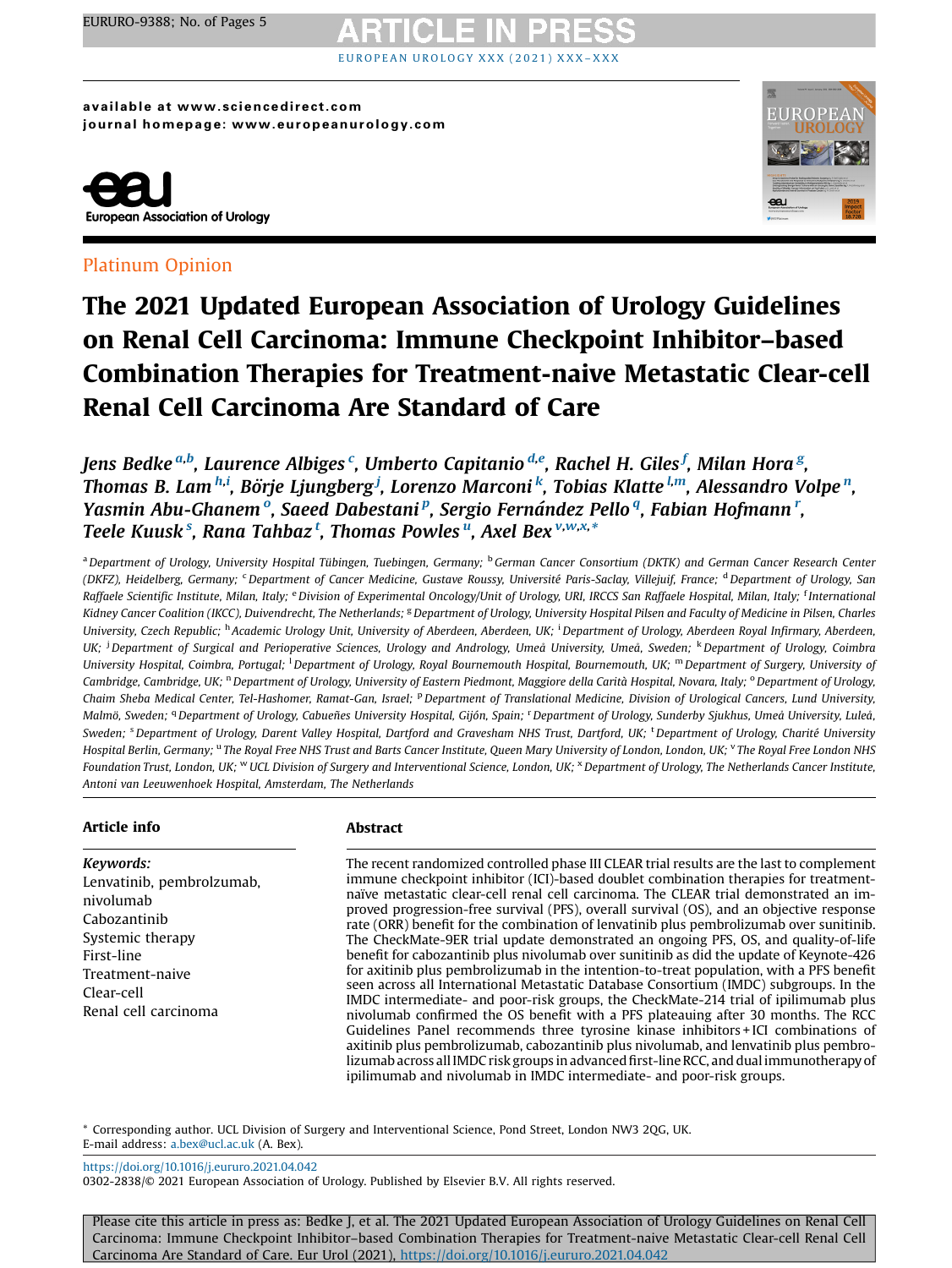available at www.sciencedirect.com
journal homepage: www.europeanurology.com

Platinum Opinion

# The 2021 Updated European Association of Urology Guidelines on Renal Cell Carcinoma: Immune Checkpoint Inhibitor–based Combination Therapies for Treatment-naive Metastatic Clear-cell Renal Cell Carcinoma Are Standard of Care

*Jens Bedke [a,b], Laurence Albiges [c], Umberto Capitanio [d,e], Rachel H. Giles [f], Milan Hora [g], Thomas B. Lam [h,i], Börje Ljungberg [j], Lorenzo Marconi [k], Tobias Klatte [l,m], Alessandro Volpe [n], Yasmin Abu-Ghanem [o], Saeed Dabestani [p], Sergio Fernández Pello [q], Fabian Hofmann [r], Teele Kuusk [s], Rana Tahbaz [t], Thomas Powles [u], Axel Bex [v,w,x,*]*

[a] Department of Urology, University Hospital Tübingen, Tuebingen, Germany; [b] German Cancer Consortium (DKTK) and German Cancer Research Center (DKFZ), Heidelberg, Germany; [c] Department of Cancer Medicine, Gustave Roussy, Université Paris-Saclay, Villejuif, France; [d] Department of Urology, San Raffaele Scientific Institute, Milan, Italy; [e] Division of Experimental Oncology/Unit of Urology, URI, IRCCS San Raffaele Hospital, Milan, Italy; [f] International Kidney Cancer Coalition (IKCC), Duivendrecht, The Netherlands; [g] Department of Urology, University Hospital Pilsen and Faculty of Medicine in Pilsen, Charles University, Czech Republic; [h] Academic Urology Unit, University of Aberdeen, Aberdeen, UK; [i] Department of Urology, Aberdeen Royal Infirmary, Aberdeen, UK; [j] Department of Surgical and Perioperative Sciences, Urology and Andrology, Umeå University, Umeå, Sweden; [k] Department of Urology, Coimbra University Hospital, Coimbra, Portugal; [l] Department of Urology, Royal Bournemouth Hospital, Bournemouth, UK; [m] Department of Surgery, University of Cambridge, Cambridge, UK; [n] Department of Urology, University of Eastern Piedmont, Maggiore della Carità Hospital, Novara, Italy; [o] Department of Urology, Chaim Sheba Medical Center, Tel-Hashomer, Ramat-Gan, Israel; [p] Department of Translational Medicine, Division of Urological Cancers, Lund University, Malmö, Sweden; [q] Department of Urology, Cabueñes University Hospital, Gijón, Spain; [r] Department of Urology, Sunderby Sjukhus, Umeå University, Luleå, Sweden; [s] Department of Urology, Darent Valley Hospital, Dartford and Gravesham NHS Trust, Dartford, UK; [t] Department of Urology, Charité University Hospital Berlin, Germany; [u] The Royal Free NHS Trust and Barts Cancer Institute, Queen Mary University of London, London, UK; [v] The Royal Free London NHS Foundation Trust, London, UK; [w] UCL Division of Surgery and Interventional Science, London, UK; [x] Department of Urology, The Netherlands Cancer Institute, Antoni van Leeuwenhoek Hospital, Amsterdam, The Netherlands

## Article info

*Keywords:*
Lenvatinib, pembrolzumab, nivolumab
Cabozantinib
Systemic therapy
First-line
Treatment-naive
Clear-cell
Renal cell carcinoma

## Abstract

The recent randomized controlled phase III CLEAR trial results are the last to complement immune checkpoint inhibitor (ICI)-based doublet combination therapies for treatment-naïve metastatic clear-cell renal cell carcinoma. The CLEAR trial demonstrated an improved progression-free survival (PFS), overall survival (OS), and an objective response rate (ORR) benefit for the combination of lenvatinib plus pembrolizumab over sunitinib. The CheckMate-9ER trial update demonstrated an ongoing PFS, OS, and quality-of-life benefit for cabozantinib plus nivolumab over sunitinib as did the update of Keynote-426 for axitinib plus pembrolizumab in the intention-to-treat population, with a PFS benefit seen across all International Metastatic Database Consortium (IMDC) subgroups. In the IMDC intermediate- and poor-risk groups, the CheckMate-214 trial of ipilimumab plus nivolumab confirmed the OS benefit with a PFS plateauing after 30 months. The RCC Guidelines Panel recommends three tyrosine kinase inhibitors + ICI combinations of axitinib plus pembrolizumab, cabozantinib plus nivolumab, and lenvatinib plus pembrolizumab across all IMDC risk groups in advanced first-line RCC, and dual immunotherapy of ipilimumab and nivolumab in IMDC intermediate- and poor-risk groups.

\* Corresponding author. UCL Division of Surgery and Interventional Science, Pond Street, London NW3 2QG, UK.
E-mail address: a.bex@ucl.ac.uk (A. Bex).

https://doi.org/10.1016/j.eururo.2021.04.042
0302-2838/© 2021 European Association of Urology. Published by Elsevier B.V. All rights reserved.

Please cite this article in press as: Bedke J, et al. The 2021 Updated European Association of Urology Guidelines on Renal Cell Carcinoma: Immune Checkpoint Inhibitor–based Combination Therapies for Treatment-naive Metastatic Clear-cell Renal Cell Carcinoma Are Standard of Care. Eur Urol (2021), https://doi.org/10.1016/j.eururo.2021.04.042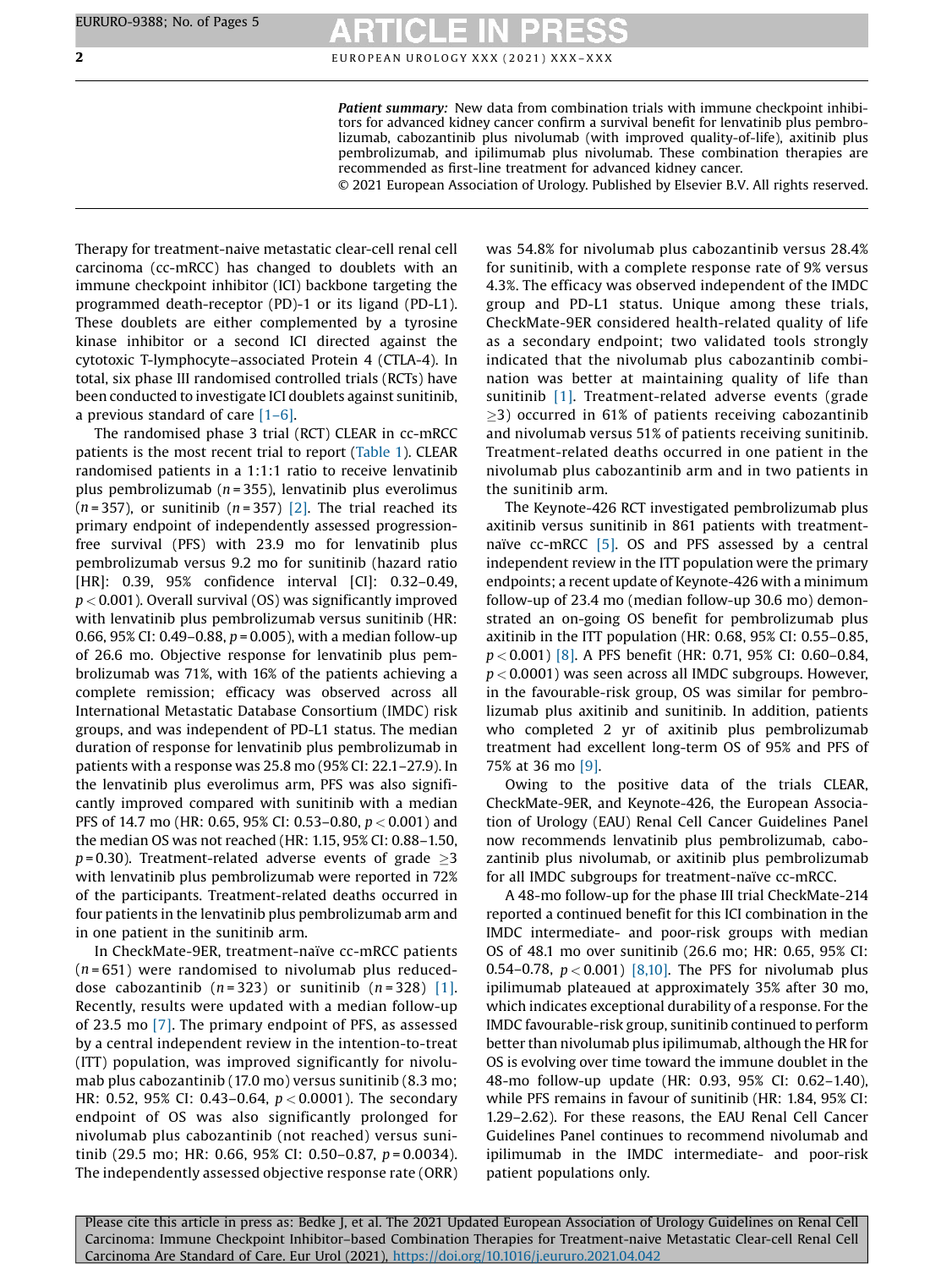**Patient summary:** New data from combination trials with immune checkpoint inhibitors for advanced kidney cancer confirm a survival benefit for lenvatinib plus pembrolizumab, cabozantinib plus nivolumab (with improved quality-of-life), axitinib plus pembrolizumab, and ipilimumab plus nivolumab. These combination therapies are recommended as first-line treatment for advanced kidney cancer.

© 2021 European Association of Urology. Published by Elsevier B.V. All rights reserved.

Therapy for treatment-naive metastatic clear-cell renal cell carcinoma (cc-mRCC) has changed to doublets with an immune checkpoint inhibitor (ICI) backbone targeting the programmed death-receptor (PD)-1 or its ligand (PD-L1). These doublets are either complemented by a tyrosine kinase inhibitor or a second ICI directed against the cytotoxic T-lymphocyte–associated Protein 4 (CTLA-4). In total, six phase III randomised controlled trials (RCTs) have been conducted to investigate ICI doublets against sunitinib, a previous standard of care [1–6].

The randomised phase 3 trial (RCT) CLEAR in cc-mRCC patients is the most recent trial to report (Table 1). CLEAR randomised patients in a 1:1:1 ratio to receive lenvatinib plus pembrolizumab ($n = 355$), lenvatinib plus everolimus ($n = 357$), or sunitinib ($n = 357$) [2]. The trial reached its primary endpoint of independently assessed progression-free survival (PFS) with 23.9 mo for lenvatinib plus pembrolizumab versus 9.2 mo for sunitinib (hazard ratio [HR]: 0.39, 95% confidence interval [CI]: 0.32–0.49, $p < 0.001$). Overall survival (OS) was significantly improved with lenvatinib plus pembrolizumab versus sunitinib (HR: 0.66, 95% CI: 0.49–0.88, $p = 0.005$), with a median follow-up of 26.6 mo. Objective response for lenvatinib plus pembrolizumab was 71%, with 16% of the patients achieving a complete remission; efficacy was observed across all International Metastatic Database Consortium (IMDC) risk groups, and was independent of PD-L1 status. The median duration of response for lenvatinib plus pembrolizumab in patients with a response was 25.8 mo (95% CI: 22.1–27.9). In the lenvatinib plus everolimus arm, PFS was also significantly improved compared with sunitinib with a median PFS of 14.7 mo (HR: 0.65, 95% CI: 0.53–0.80, $p < 0.001$) and the median OS was not reached (HR: 1.15, 95% CI: 0.88–1.50, $p = 0.30$). Treatment-related adverse events of grade $\geq 3$ with lenvatinib plus pembrolizumab were reported in 72% of the participants. Treatment-related deaths occurred in four patients in the lenvatinib plus pembrolizumab arm and in one patient in the sunitinib arm.

In CheckMate-9ER, treatment-naive cc-mRCC patients ($n = 651$) were randomised to nivolumab plus reduced-dose cabozantinib ($n = 323$) or sunitinib ($n = 328$) [1]. Recently, results were updated with a median follow-up of 23.5 mo [7]. The primary endpoint of PFS, as assessed by a central independent review in the intention-to-treat (ITT) population, was improved significantly for nivolumab plus cabozantinib (17.0 mo) versus sunitinib (8.3 mo; HR: 0.52, 95% CI: 0.43–0.64, $p < 0.0001$). The secondary endpoint of OS was also significantly prolonged for nivolumab plus cabozantinib (not reached) versus sunitinib (29.5 mo; HR: 0.66, 95% CI: 0.50–0.87, $p = 0.0034$). The independently assessed objective response rate (ORR) was 54.8% for nivolumab plus cabozantinib versus 28.4% for sunitinib, with a complete response rate of 9% versus 4.3%. The efficacy was observed independent of the IMDC group and PD-L1 status. Unique among these trials, CheckMate-9ER considered health-related quality of life as a secondary endpoint; two validated tools strongly indicated that the nivolumab plus cabozantinib combination was better at maintaining quality of life than sunitinib [1]. Treatment-related adverse events (grade $\geq 3$) occurred in 61% of patients receiving cabozantinib and nivolumab versus 51% of patients receiving sunitinib. Treatment-related deaths occurred in one patient in the nivolumab plus cabozantinib arm and in two patients in the sunitinib arm.

The Keynote-426 RCT investigated pembrolizumab plus axitinib versus sunitinib in 861 patients with treatment-naïve cc-mRCC [5]. OS and PFS assessed by a central independent review in the ITT population were the primary endpoints; a recent update of Keynote-426 with a minimum follow-up of 23.4 mo (median follow-up 30.6 mo) demonstrated an on-going OS benefit for pembrolizumab plus axitinib in the ITT population (HR: 0.68, 95% CI: 0.55–0.85, $p < 0.001$) [8]. A PFS benefit (HR: 0.71, 95% CI: 0.60–0.84, $p < 0.0001$) was seen across all IMDC subgroups. However, in the favourable-risk group, OS was similar for pembrolizumab plus axitinib and sunitinib. In addition, patients who completed 2 yr of axitinib plus pembrolizumab treatment had excellent long-term OS of 95% and PFS of 75% at 36 mo [9].

Owing to the positive data of the trials CLEAR, CheckMate-9ER, and Keynote-426, the European Association of Urology (EAU) Renal Cell Cancer Guidelines Panel now recommends lenvatinib plus pembrolizumab, cabozantinib plus nivolumab, or axitinib plus pembrolizumab for all IMDC subgroups for treatment-naïve cc-mRCC.

A 48-mo follow-up for the phase III trial CheckMate-214 reported a continued benefit for this ICI combination in the IMDC intermediate- and poor-risk groups with median OS of 48.1 mo over sunitinib (26.6 mo; HR: 0.65, 95% CI: 0.54–0.78, $p < 0.001$) [8,10]. The PFS for nivolumab plus ipilimumab plateaued at approximately 35% after 30 mo, which indicates exceptional durability of a response. For the IMDC favourable-risk group, sunitinib continued to perform better than nivolumab plus ipilimumab, although the HR for OS is evolving over time toward the immune doublet in the 48-mo follow-up update (HR: 0.93, 95% CI: 0.62–1.40), while PFS remains in favour of sunitinib (HR: 1.84, 95% CI: 1.29–2.62). For these reasons, the EAU Renal Cell Cancer Guidelines Panel continues to recommend nivolumab and ipilimumab in the IMDC intermediate- and poor-risk patient populations only.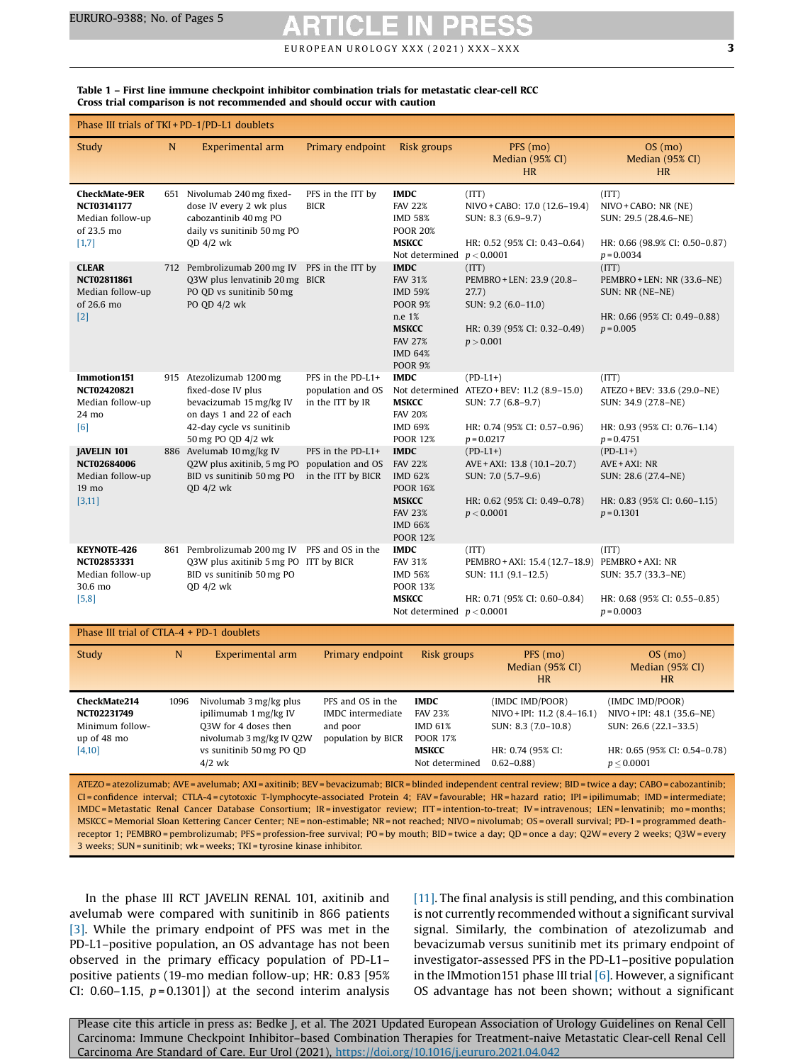**Table 1 – First line immune checkpoint inhibitor combination trials for metastatic clear-cell RCC**
**Cross trial comparison is not recommended and should occur with caution**

| Phase III trials of TKI + PD-1/PD-L1 doublets | | | | | | |
|---|---|---|---|---|---|---|
| Study | N | Experimental arm | Primary endpoint | Risk groups | PFS (mo) Median (95% CI) HR | OS (mo) Median (95% CI) HR |
| **CheckMate-9ER** **NCT03141177** Median follow-up of 23.5 mo [1,7] | 651 | Nivolumab 240 mg fixed-dose IV every 2 wk plus cabozantinib 40 mg PO daily vs sunitinib 50 mg PO QD 4/2 wk | PFS in the ITT by BICR | **IMDC** FAV 22% IMD 58% POOR 20% **MSKCC** Not determined | (ITT) NIVO + CABO: 17.0 (12.6–19.4) SUN: 8.3 (6.9–9.7) HR: 0.52 (95% CI: 0.43–0.64) $p < 0.0001$ | (ITT) NIVO + CABO: NR (NE) SUN: 29.5 (28.4.6–NE) HR: 0.66 (98.9% CI: 0.50–0.87) $p = 0.0034$ |
| **CLEAR** **NCT02811861** Median follow-up of 26.6 mo [2] | 712 | Pembrolizumab 200 mg IV Q3W plus lenvatinib 20 mg PO QD vs sunitinib 50 mg PO QD 4/2 wk | PFS in the ITT by BICR | **IMDC** FAV 31% IMD 59% POOR 9% n.e 1% **MSKCC** FAV 27% IMD 64% POOR 9% | (ITT) PEMBRO + LEN: 23.9 (20.8–27.7) SUN: 9.2 (6.0–11.0) HR: 0.39 (95% CI: 0.32–0.49) $p > 0.001$ | (ITT) PEMBRO + LEN: NR (33.6–NE) SUN: NR (NE–NE) HR: 0.66 (95% CI: 0.49–0.88) $p = 0.005$ |
| **Immotion151** **NCT02420821** Median follow-up 24 mo [6] | 915 | Atezolizumab 1200 mg fixed-dose IV plus bevacizumab 15 mg/kg IV on days 1 and 22 of each 42-day cycle vs sunitinib 50 mg PO QD 4/2 wk | PFS in the PD-L1+ population and OS in the ITT by IR | **IMDC** Not determined **MSKCC** FAV 20% IMD 69% POOR 12% | (PD-L1+) ATEZO + BEV: 11.2 (8.9–15.0) SUN: 7.7 (6.8–9.7) HR: 0.74 (95% CI: 0.57–0.96) $p = 0.0217$ | (ITT) ATEZO + BEV: 33.6 (29.0–NE) SUN: 34.9 (27.8–NE) HR: 0.93 (95% CI: 0.76–1.14) $p = 0.4751$ |
| **JAVELIN 101** **NCT02684006** Median follow-up 19 mo [3,11] | 886 | Avelumab 10 mg/kg IV Q2W plus axitinib, 5 mg PO BID vs sunitinib 50 mg PO QD 4/2 wk | PFS in the PD-L1+ population and OS in the ITT by BICR | **IMDC** FAV 22% IMD 62% POOR 16% **MSKCC** FAV 23% IMD 66% POOR 12% | (PD-L1+) AVE + AXI: 13.8 (10.1–20.7) SUN: 7.0 (5.7–9.6) HR: 0.62 (95% CI: 0.49–0.78) $p < 0.0001$ | (PD-L1+) AVE + AXI: NR SUN: 28.6 (27.4–NE) HR: 0.83 (95% CI: 0.60–1.15) $p = 0.1301$ |
| **KEYNOTE-426** **NCT02853331** Median follow-up 30.6 mo [5,8] | 861 | Pembrolizumab 200 mg IV Q3W plus axitinib 5 mg PO BID vs sunitinib 50 mg PO QD 4/2 wk | PFS and OS in the ITT by BICR | **IMDC** FAV 31% IMD 56% POOR 13% **MSKCC** Not determined | (ITT) PEMBRO + AXI: 15.4 (12.7–18.9) SUN: 11.1 (9.1–12.5) HR: 0.71 (95% CI: 0.60–0.84) $p < 0.0001$ | (ITT) PEMBRO + AXI: NR SUN: 35.7 (33.3–NE) HR: 0.68 (95% CI: 0.55–0.85) $p = 0.0003$ |
| **Phase III trial of CTLA-4 + PD-1 doublets** | | | | | | |
| Study | N | Experimental arm | Primary endpoint | Risk groups | PFS (mo) Median (95% CI) HR | OS (mo) Median (95% CI) HR |
| **CheckMate214** **NCT02231749** Minimum follow-up of 48 mo [4,10] | 1096 | Nivolumab 3 mg/kg plus ipilimumab 1 mg/kg IV Q3W for 4 doses then nivolumab 3 mg/kg IV Q2W vs sunitinib 50 mg PO QD 4/2 wk | PFS and OS in the IMDC intermediate and poor population by BICR | **IMDC** FAV 23% IMD 61% POOR 17% **MSKCC** Not determined | (IMDC IMD/POOR) NIVO + IPI: 11.2 (8.4–16.1) SUN: 8.3 (7.0–10.8) HR: 0.74 (95% CI: 0.62–0.88) | (IMDC IMD/POOR) NIVO + IPI: 48.1 (35.6–NE) SUN: 26.6 (22.1–33.5) HR: 0.65 (95% CI: 0.54–0.78) $p \leq 0.0001$ |

ATEZO = atezolizumab; AVE = avelumab; AXI = axitinib; BEV = bevacizumab; BICR = blinded independent central review; BID = twice a day; CABO = cabozantinib; CI = confidence interval; CTLA-4 = cytotoxic T-lymphocyte-associated Protein 4; FAV = favourable; HR = hazard ratio; IPI = ipilimumab; IMD = intermediate; IMDC = Metastatic Renal Cancer Database Consortium; IR = investigator review; ITT = intention-to-treat; IV = intravenous; LEN = lenvatinib; mo = months; MSKCC = Memorial Sloan Kettering Cancer Center; NE = non-estimable; NR = not reached; NIVO = nivolumab; OS = overall survival; PD-1 = programmed death-receptor 1; PEMBRO = pembrolizumab; PFS = profession-free survival; PO = by mouth; BID = twice a day; QD = once a day; Q2W = every 2 weeks; Q3W = every 3 weeks; SUN = sunitinib; wk = weeks; TKI = tyrosine kinase inhibitor.

In the phase III RCT JAVELIN RENAL 101, axitinib and avelumab were compared with sunitinib in 866 patients [3]. While the primary endpoint of PFS was met in the PD-L1–positive population, an OS advantage has not been observed in the primary efficacy population of PD-L1–positive patients (19-mo median follow-up; HR: 0.83 [95% CI: 0.60–1.15, $p = 0.1301$]) at the second interim analysis [11]. The final analysis is still pending, and this combination is not currently recommended without a significant survival signal. Similarly, the combination of atezolizumab and bevacizumab versus sunitinib met its primary endpoint of investigator-assessed PFS in the PD-L1–positive population in the IMmotion151 phase III trial [6]. However, a significant OS advantage has not been shown; without a significant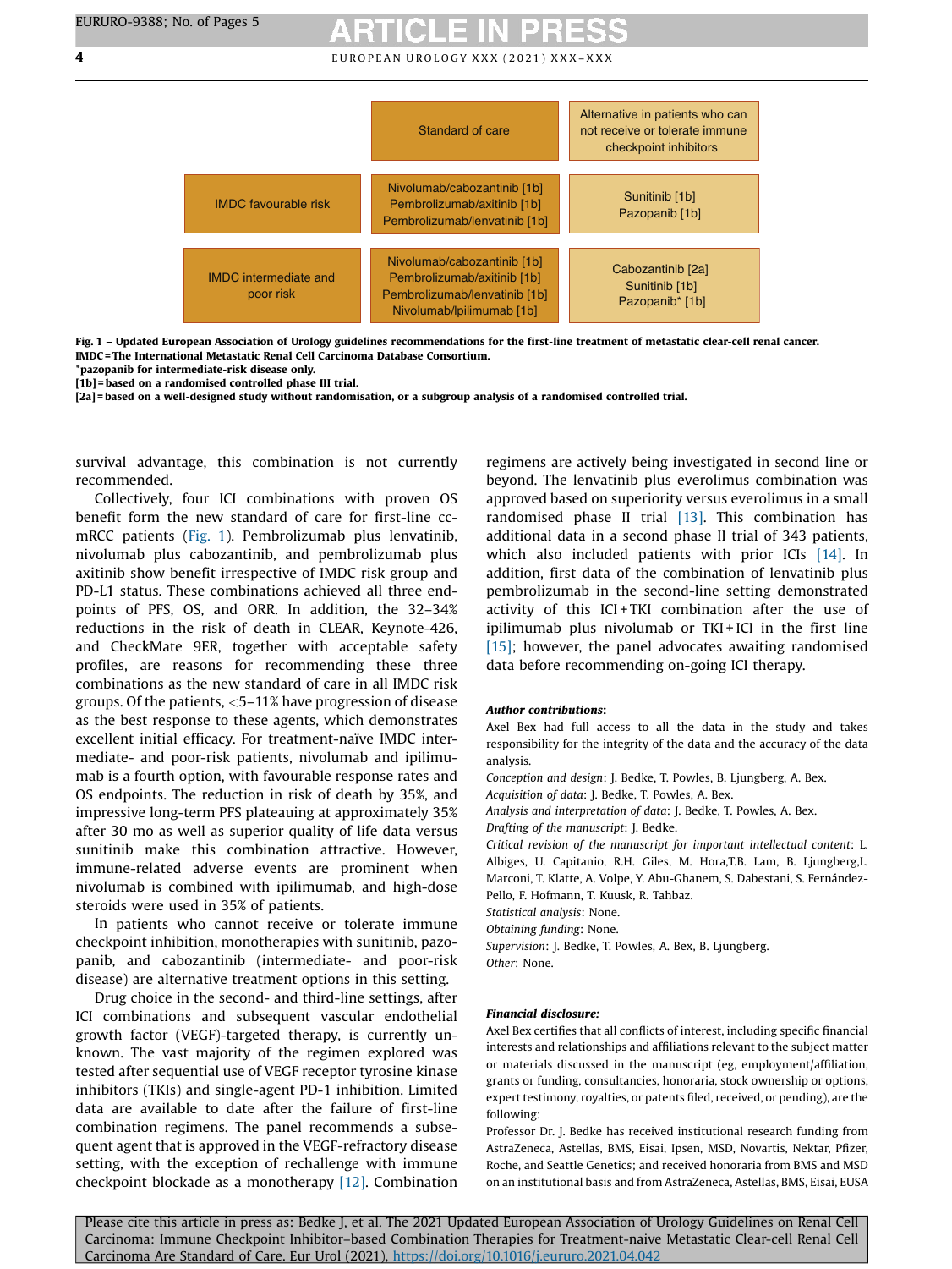| | Standard of care | Alternative in patients who can not receive or tolerate immune checkpoint inhibitors |
|---|---|---|
| IMDC favourable risk | Nivolumab/cabozantinib [1b]<br>Pembrolizumab/axitinib [1b]<br>Pembrolizumab/lenvatinib [1b] | Sunitinib [1b]<br>Pazopanib [1b] |
| IMDC intermediate and poor risk | Nivolumab/cabozantinib [1b]<br>Pembrolizumab/axitinib [1b]<br>Pembrolizumab/lenvatinib [1b]<br>Nivolumab/Ipilimumab [1b] | Cabozantinib [2a]<br>Sunitinib [1b]<br>Pazopanib* [1b] |

**Fig. 1 – Updated European Association of Urology guidelines recommendations for the first-line treatment of metastatic clear-cell renal cancer.**
**IMDC = The International Metastatic Renal Cell Carcinoma Database Consortium.**
**\*pazopanib for intermediate-risk disease only.**
**[1b] = based on a randomised controlled phase III trial.**
**[2a] = based on a well-designed study without randomisation, or a subgroup analysis of a randomised controlled trial.**

survival advantage, this combination is not currently recommended.

Collectively, four ICI combinations with proven OS benefit form the new standard of care for first-line cc-mRCC patients (Fig. 1). Pembrolizumab plus lenvatinib, nivolumab plus cabozantinib, and pembrolizumab plus axitinib show benefit irrespective of IMDC risk group and PD-L1 status. These combinations achieved all three endpoints of PFS, OS, and ORR. In addition, the 32–34% reductions in the risk of death in CLEAR, Keynote-426, and CheckMate 9ER, together with acceptable safety profiles, are reasons for recommending these three combinations as the new standard of care in all IMDC risk groups. Of the patients, <5–11% have progression of disease as the best response to these agents, which demonstrates excellent initial efficacy. For treatment-naïve IMDC intermediate- and poor-risk patients, nivolumab and ipilimumab is a fourth option, with favourable response rates and OS endpoints. The reduction in risk of death by 35%, and impressive long-term PFS plateauing at approximately 35% after 30 mo as well as superior quality of life data versus sunitinib make this combination attractive. However, immune-related adverse events are prominent when nivolumab is combined with ipilimumab, and high-dose steroids were used in 35% of patients.

In patients who cannot receive or tolerate immune checkpoint inhibition, monotherapies with sunitinib, pazopanib, and cabozantinib (intermediate- and poor-risk disease) are alternative treatment options in this setting.

Drug choice in the second- and third-line settings, after ICI combinations and subsequent vascular endothelial growth factor (VEGF)-targeted therapy, is currently unknown. The vast majority of the regimen explored was tested after sequential use of VEGF receptor tyrosine kinase inhibitors (TKIs) and single-agent PD-1 inhibition. Limited data are available to date after the failure of first-line combination regimens. The panel recommends a subsequent agent that is approved in the VEGF-refractory disease setting, with the exception of rechallenge with immune checkpoint blockade as a monotherapy [12]. Combination regimens are actively being investigated in second line or beyond. The lenvatinib plus everolimus combination was approved based on superiority versus everolimus in a small randomised phase II trial [13]. This combination has additional data in a second phase II trial of 343 patients, which also included patients with prior ICIs [14]. In addition, first data of the combination of lenvatinib plus pembrolizumab in the second-line setting demonstrated activity of this ICI + TKI combination after the use of ipilimumab plus nivolumab or TKI + ICI in the first line [15]; however, the panel advocates awaiting randomised data before recommending on-going ICI therapy.

***Author contributions:***

Axel Bex had full access to all the data in the study and takes responsibility for the integrity of the data and the accuracy of the data analysis.

*Conception and design*: J. Bedke, T. Powles, B. Ljungberg, A. Bex.

*Acquisition of data*: J. Bedke, T. Powles, A. Bex.

*Analysis and interpretation of data*: J. Bedke, T. Powles, A. Bex.

*Drafting of the manuscript*: J. Bedke.

*Critical revision of the manuscript for important intellectual content*: L. Albiges, U. Capitanio, R.H. Giles, M. Hora,T.B. Lam, B. Ljungberg,L. Marconi, T. Klatte, A. Volpe, Y. Abu-Ghanem, S. Dabestani, S. Fernández-Pello, F. Hofmann, T. Kuusk, R. Tahbaz.

*Statistical analysis*: None.

*Obtaining funding*: None.

*Supervision*: J. Bedke, T. Powles, A. Bex, B. Ljungberg.

*Other*: None.

***Financial disclosure:***

Axel Bex certifies that all conflicts of interest, including specific financial interests and relationships and affiliations relevant to the subject matter or materials discussed in the manuscript (eg, employment/affiliation, grants or funding, consultancies, honoraria, stock ownership or options, expert testimony, royalties, or patents filed, received, or pending), are the following:

Professor Dr. J. Bedke has received institutional research funding from AstraZeneca, Astellas, BMS, Eisai, Ipsen, MSD, Novartis, Nektar, Pfizer, Roche, and Seattle Genetics; and received honoraria from BMS and MSD on an institutional basis and from AstraZeneca, Astellas, BMS, Eisai, EUSA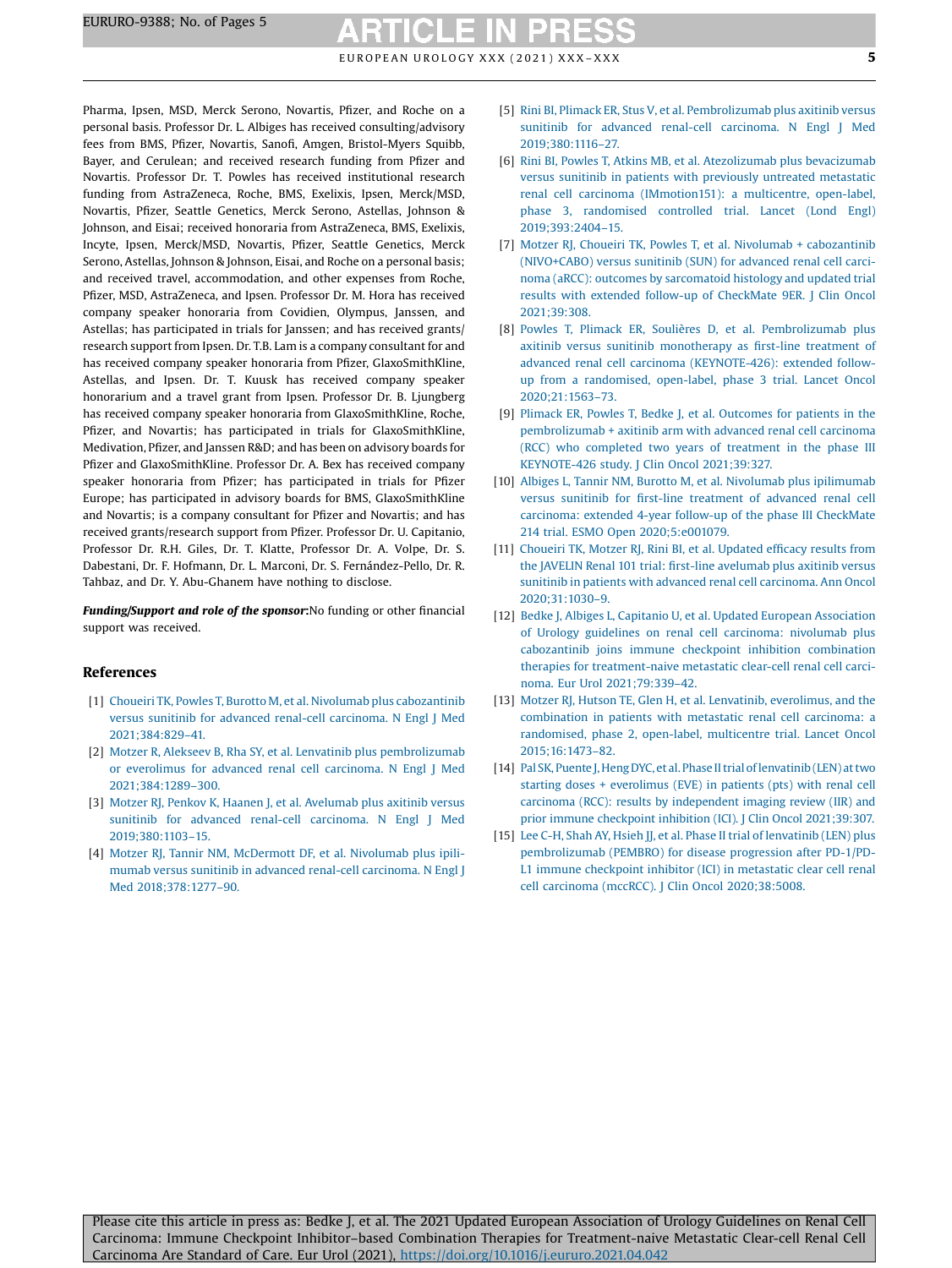Pharma, Ipsen, MSD, Merck Serono, Novartis, Pfizer, and Roche on a personal basis. Professor Dr. L. Albiges has received consulting/advisory fees from BMS, Pfizer, Novartis, Sanofi, Amgen, Bristol-Myers Squibb, Bayer, and Cerulean; and received research funding from Pfizer and Novartis. Professor Dr. T. Powles has received institutional research funding from AstraZeneca, Roche, BMS, Exelixis, Ipsen, Merck/MSD, Novartis, Pfizer, Seattle Genetics, Merck Serono, Astellas, Johnson & Johnson, and Eisai; received honoraria from AstraZeneca, BMS, Exelixis, Incyte, Ipsen, Merck/MSD, Novartis, Pfizer, Seattle Genetics, Merck Serono, Astellas, Johnson & Johnson, Eisai, and Roche on a personal basis; and received travel, accommodation, and other expenses from Roche, Pfizer, MSD, AstraZeneca, and Ipsen. Professor Dr. M. Hora has received company speaker honoraria from Covidien, Olympus, Janssen, and Astellas; has participated in trials for Janssen; and has received grants/research support from Ipsen. Dr. T.B. Lam is a company consultant for and has received company speaker honoraria from Pfizer, GlaxoSmithKline, Astellas, and Ipsen. Dr. T. Kuusk has received company speaker honorarium and a travel grant from Ipsen. Professor Dr. B. Ljungberg has received company speaker honoraria from GlaxoSmithKline, Roche, Pfizer, and Novartis; has participated in trials for GlaxoSmithKline, Medivation, Pfizer, and Janssen R&D; and has been on advisory boards for Pfizer and GlaxoSmithKline. Professor Dr. A. Bex has received company speaker honoraria from Pfizer; has participated in trials for Pfizer Europe; has participated in advisory boards for BMS, GlaxoSmithKline and Novartis; is a company consultant for Pfizer and Novartis; and has received grants/research support from Pfizer. Professor Dr. U. Capitanio, Professor Dr. R.H. Giles, Dr. T. Klatte, Professor Dr. A. Volpe, Dr. S. Dabestani, Dr. F. Hofmann, Dr. L. Marconi, Dr. S. Fernández-Pello, Dr. R. Tahbaz, and Dr. Y. Abu-Ghanem have nothing to disclose.

***Funding/Support and role of the sponsor*:**No funding or other financial support was received.

## References

[1] Choueiri TK, Powles T, Burotto M, et al. Nivolumab plus cabozantinib versus sunitinib for advanced renal-cell carcinoma. N Engl J Med 2021;384:829–41.

[2] Motzer R, Alekseev B, Rha SY, et al. Lenvatinib plus pembrolizumab or everolimus for advanced renal cell carcinoma. N Engl J Med 2021;384:1289–300.

[3] Motzer RJ, Penkov K, Haanen J, et al. Avelumab plus axitinib versus sunitinib for advanced renal-cell carcinoma. N Engl J Med 2019;380:1103–15.

[4] Motzer RJ, Tannir NM, McDermott DF, et al. Nivolumab plus ipilimumab versus sunitinib in advanced renal-cell carcinoma. N Engl J Med 2018;378:1277–90.

[5] Rini BI, Plimack ER, Stus V, et al. Pembrolizumab plus axitinib versus sunitinib for advanced renal-cell carcinoma. N Engl J Med 2019;380:1116–27.

[6] Rini BI, Powles T, Atkins MB, et al. Atezolizumab plus bevacizumab versus sunitinib in patients with previously untreated metastatic renal cell carcinoma (IMmotion151): a multicentre, open-label, phase 3, randomised controlled trial. Lancet (Lond Engl) 2019;393:2404–15.

[7] Motzer RJ, Choueiri TK, Powles T, et al. Nivolumab + cabozantinib (NIVO+CABO) versus sunitinib (SUN) for advanced renal cell carcinoma (aRCC): outcomes by sarcomatoid histology and updated trial results with extended follow-up of CheckMate 9ER. J Clin Oncol 2021;39:308.

[8] Powles T, Plimack ER, Soulières D, et al. Pembrolizumab plus axitinib versus sunitinib monotherapy as first-line treatment of advanced renal cell carcinoma (KEYNOTE-426): extended follow-up from a randomised, open-label, phase 3 trial. Lancet Oncol 2020;21:1563–73.

[9] Plimack ER, Powles T, Bedke J, et al. Outcomes for patients in the pembrolizumab + axitinib arm with advanced renal cell carcinoma (RCC) who completed two years of treatment in the phase III KEYNOTE-426 study. J Clin Oncol 2021;39:327.

[10] Albiges L, Tannir NM, Burotto M, et al. Nivolumab plus ipilimumab versus sunitinib for first-line treatment of advanced renal cell carcinoma: extended 4-year follow-up of the phase III CheckMate 214 trial. ESMO Open 2020;5:e001079.

[11] Choueiri TK, Motzer RJ, Rini BI, et al. Updated efficacy results from the JAVELIN Renal 101 trial: first-line avelumab plus axitinib versus sunitinib in patients with advanced renal cell carcinoma. Ann Oncol 2020;31:1030–9.

[12] Bedke J, Albiges L, Capitanio U, et al. Updated European Association of Urology guidelines on renal cell carcinoma: nivolumab plus cabozantinib joins immune checkpoint inhibition combination therapies for treatment-naive metastatic clear-cell renal cell carcinoma. Eur Urol 2021;79:339–42.

[13] Motzer RJ, Hutson TE, Glen H, et al. Lenvatinib, everolimus, and the combination in patients with metastatic renal cell carcinoma: a randomised, phase 2, open-label, multicentre trial. Lancet Oncol 2015;16:1473–82.

[14] Pal SK, Puente J, Heng DYC, et al. Phase II trial of lenvatinib (LEN) at two starting doses + everolimus (EVE) in patients (pts) with renal cell carcinoma (RCC): results by independent imaging review (IIR) and prior immune checkpoint inhibition (ICI). J Clin Oncol 2021;39:307.

[15] Lee C-H, Shah AY, Hsieh JJ, et al. Phase II trial of lenvatinib (LEN) plus pembrolizumab (PEMBRO) for disease progression after PD-1/PD-L1 immune checkpoint inhibitor (ICI) in metastatic clear cell renal cell carcinoma (mccRCC). J Clin Oncol 2020;38:5008.